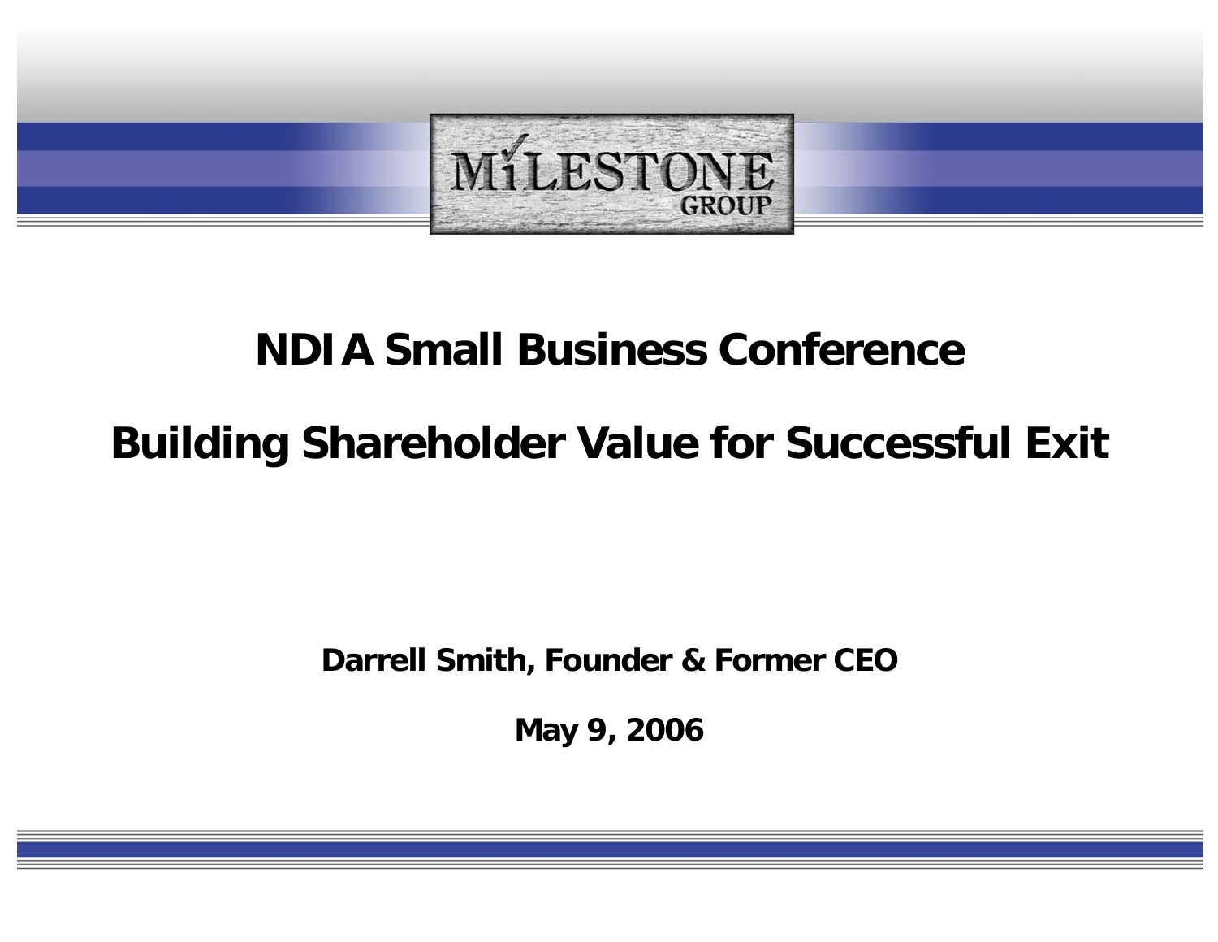MILESTONE GROUP

# NDIA Small Business Conference

# Building Shareholder Value for Successful Exit

**Darrell Smith, Founder & Former CEO**

**May 9, 2006**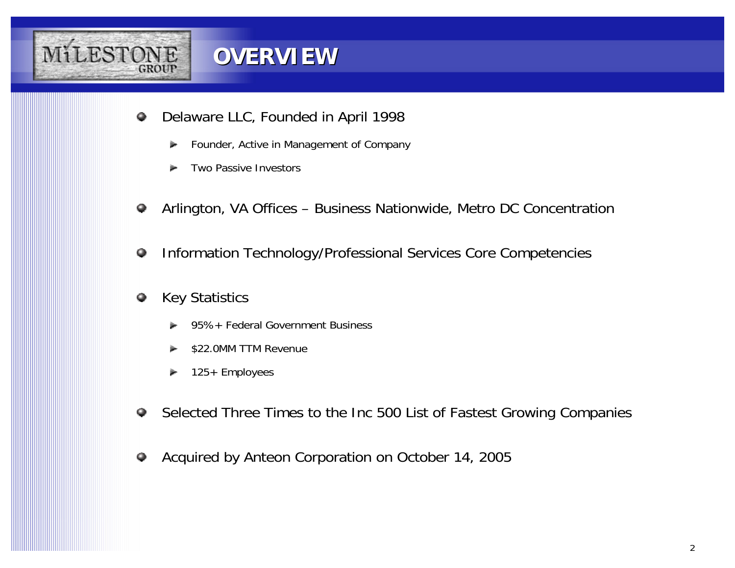MILESTONE GROUP

# OVERVIEW

- Delaware LLC, Founded in April 1998
  - Founder, Active in Management of Company
  - Two Passive Investors
- Arlington, VA Offices – Business Nationwide, Metro DC Concentration
- Information Technology/Professional Services Core Competencies
- Key Statistics
  - 95%+ Federal Government Business
  - $22.0MM TTM Revenue
  - 125+ Employees
- Selected Three Times to the Inc 500 List of Fastest Growing Companies
- Acquired by Anteon Corporation on October 14, 2005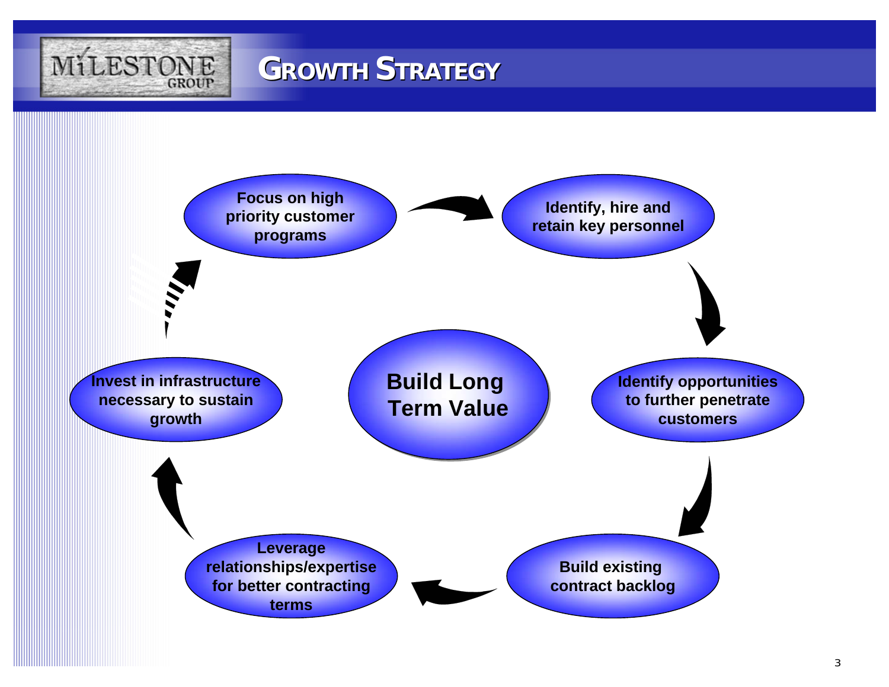# Growth Strategy

**Build Long Term Value**

- **Focus on high priority customer programs**
- **Identify, hire and retain key personnel**
- **Identify opportunities to further penetrate customers**
- **Build existing contract backlog**
- **Leverage relationships/expertise for better contracting terms**
- **Invest in infrastructure necessary to sustain growth**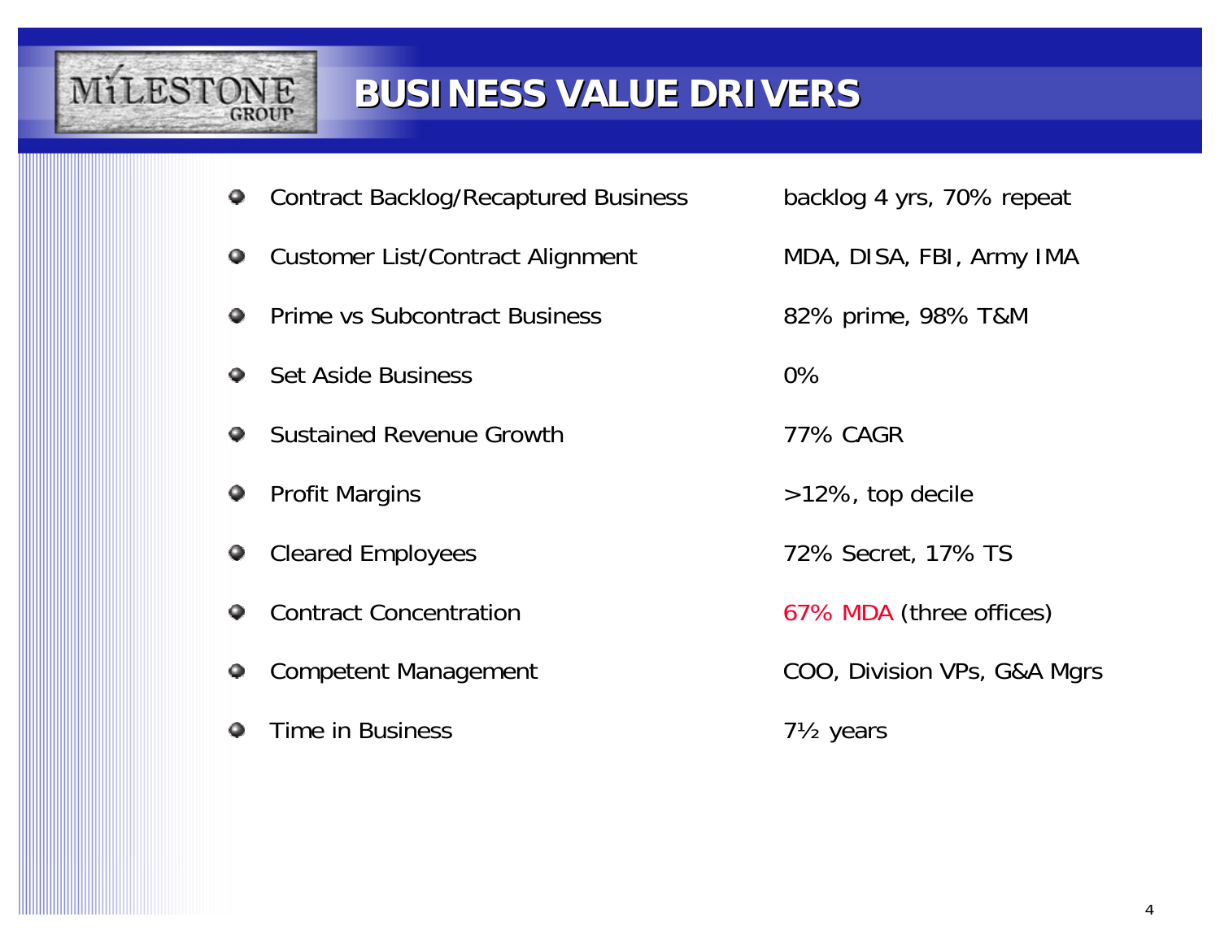# BUSINESS VALUE DRIVERS

| Driver | Value |
|---|---|
| Contract Backlog/Recaptured Business | backlog 4 yrs, 70% repeat |
| Customer List/Contract Alignment | MDA, DISA, FBI, Army IMA |
| Prime vs Subcontract Business | 82% prime, 98% T&M |
| Set Aside Business | 0% |
| Sustained Revenue Growth | 77% CAGR |
| Profit Margins | >12%, top decile |
| Cleared Employees | 72% Secret, 17% TS |
| Contract Concentration | 67% MDA (three offices) |
| Competent Management | COO, Division VPs, G&A Mgrs |
| Time in Business | 7½ years |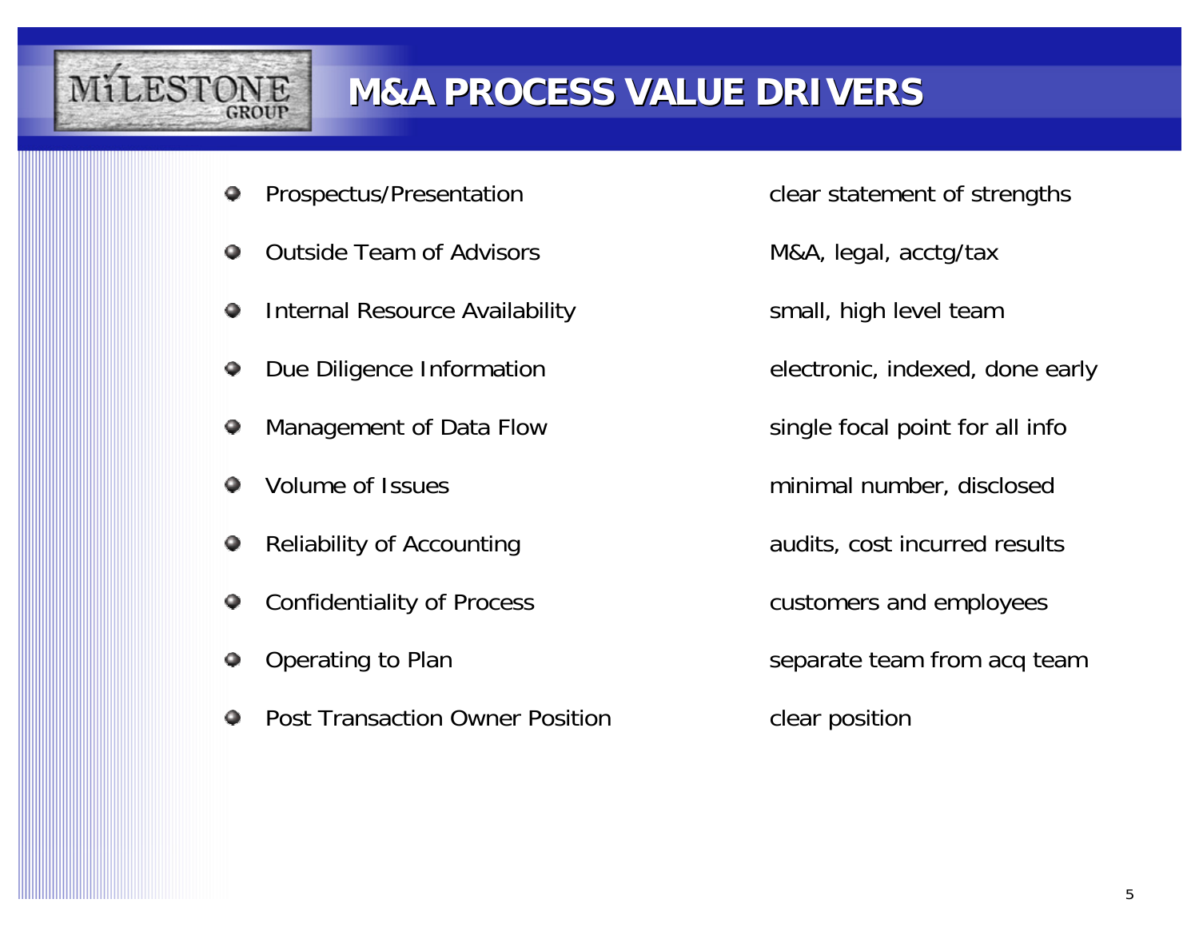# M&A PROCESS VALUE DRIVERS

| Driver | Description |
|---|---|
| Prospectus/Presentation | clear statement of strengths |
| Outside Team of Advisors | M&A, legal, acctg/tax |
| Internal Resource Availability | small, high level team |
| Due Diligence Information | electronic, indexed, done early |
| Management of Data Flow | single focal point for all info |
| Volume of Issues | minimal number, disclosed |
| Reliability of Accounting | audits, cost incurred results |
| Confidentiality of Process | customers and employees |
| Operating to Plan | separate team from acq team |
| Post Transaction Owner Position | clear position |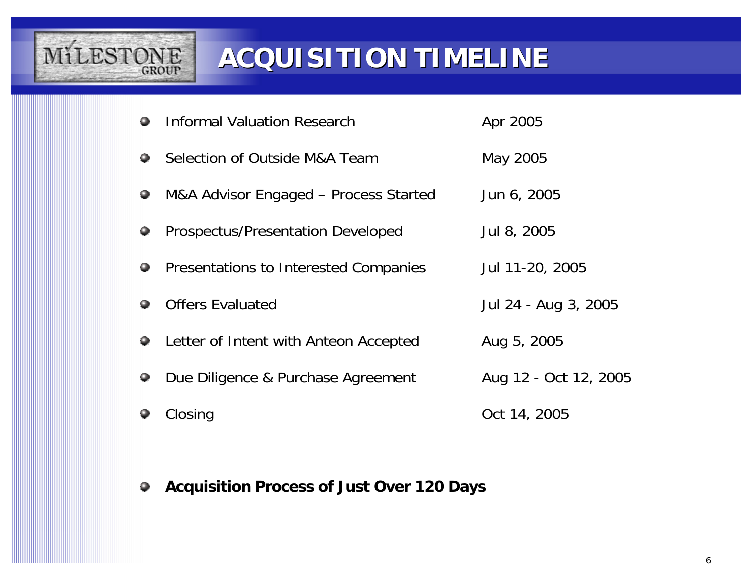# ACQUISITION TIMELINE

| | |
|---|---|
| Informal Valuation Research | Apr 2005 |
| Selection of Outside M&A Team | May 2005 |
| M&A Advisor Engaged – Process Started | Jun 6, 2005 |
| Prospectus/Presentation Developed | Jul 8, 2005 |
| Presentations to Interested Companies | Jul 11-20, 2005 |
| Offers Evaluated | Jul 24 - Aug 3, 2005 |
| Letter of Intent with Anteon Accepted | Aug 5, 2005 |
| Due Diligence & Purchase Agreement | Aug 12 - Oct 12, 2005 |
| Closing | Oct 14, 2005 |

- **Acquisition Process of Just Over 120 Days**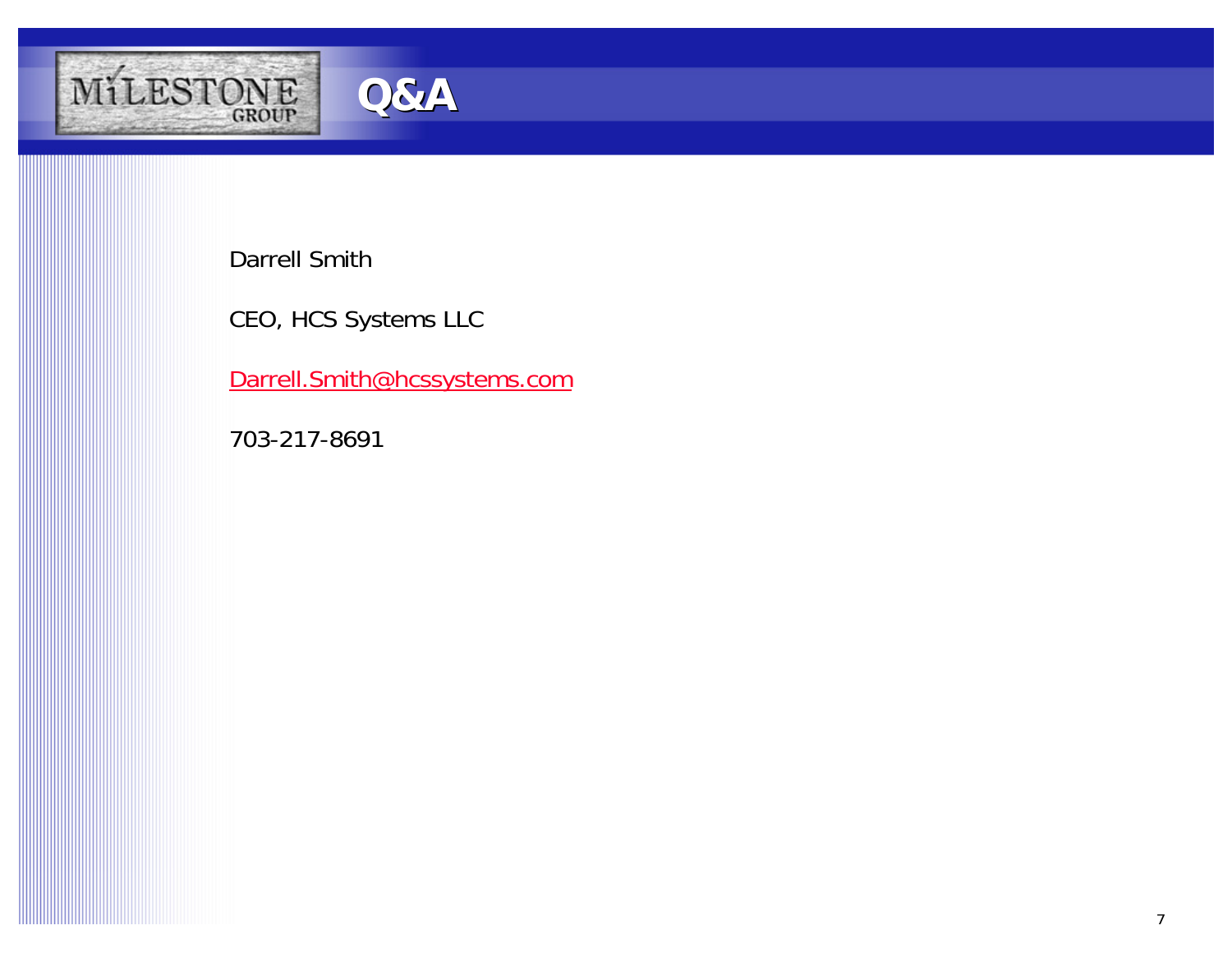# Q&A

Darrell Smith

CEO, HCS Systems LLC

Darrell.Smith@hcssystems.com

703-217-8691